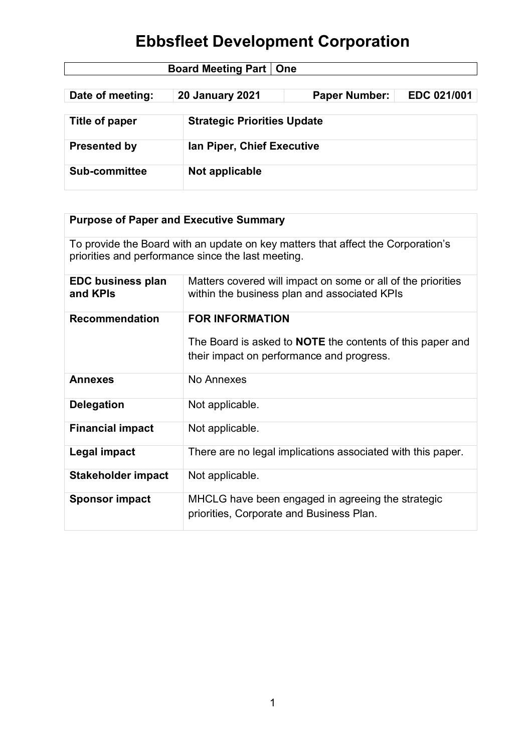# Ebbsfleet Development Corporation

| Board Meeting Part | One |
|---|---|

| Date of meeting: | 20 January 2021 | Paper Number: | EDC 021/001 |
|---|---|---|---|

| Title of paper | Strategic Priorities Update |
|---|---|
| Presented by | Ian Piper, Chief Executive |
| Sub-committee | Not applicable |

| Purpose of Paper and Executive Summary | |
|---|---|
| To provide the Board with an update on key matters that affect the Corporation's priorities and performance since the last meeting. | |
| **EDC business plan and KPIs** | Matters covered will impact on some or all of the priorities within the business plan and associated KPIs |
| **Recommendation** | **FOR INFORMATION**<br><br>The Board is asked to **NOTE** the contents of this paper and their impact on performance and progress. |
| **Annexes** | No Annexes |
| **Delegation** | Not applicable. |
| **Financial impact** | Not applicable. |
| **Legal impact** | There are no legal implications associated with this paper. |
| **Stakeholder impact** | Not applicable. |
| **Sponsor impact** | MHCLG have been engaged in agreeing the strategic priorities, Corporate and Business Plan. |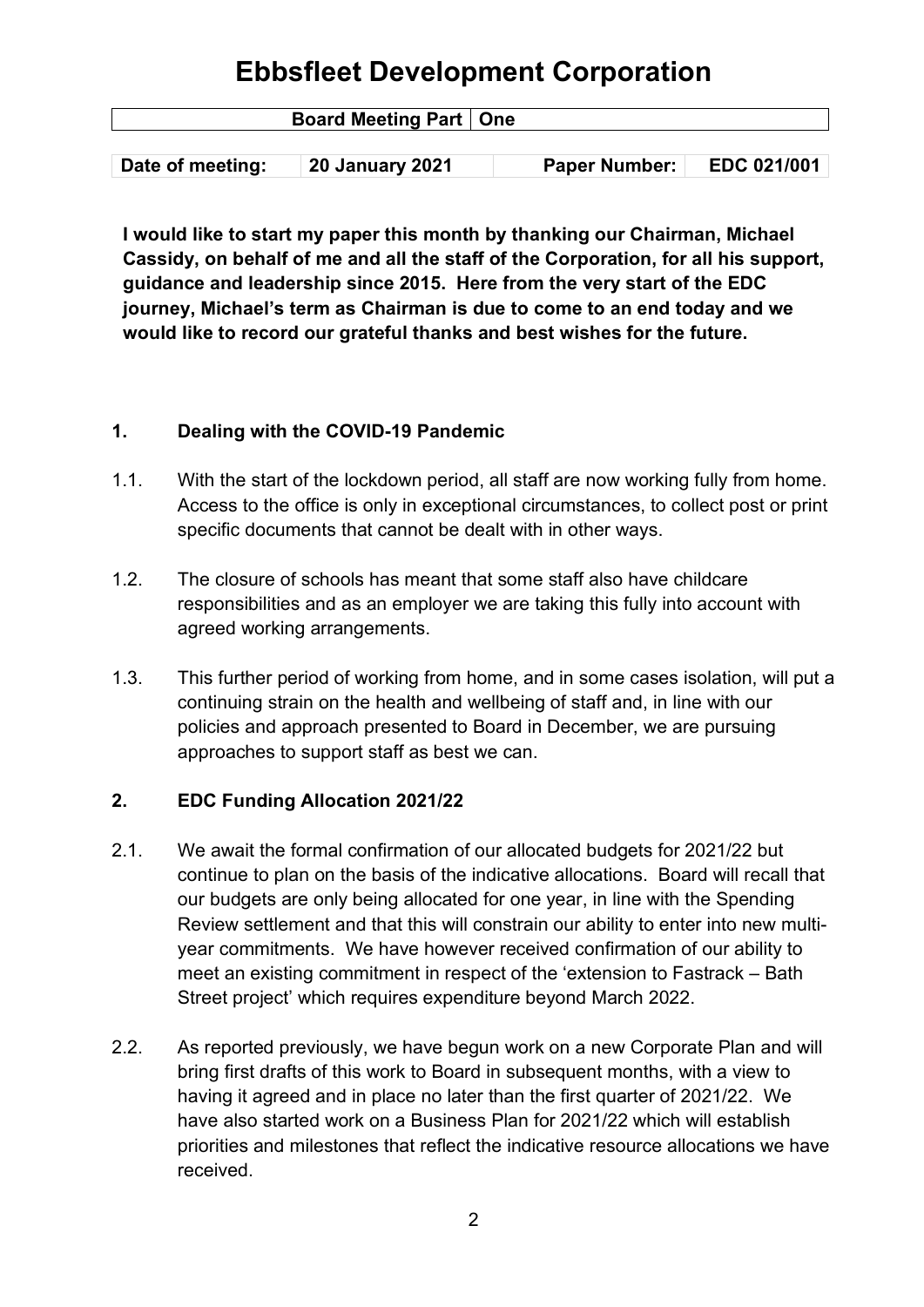# Ebbsfleet Development Corporation

| Board Meeting Part | One |
|---|---|

| Date of meeting: | 20 January 2021 | Paper Number: | EDC 021/001 |
|---|---|---|---|

**I would like to start my paper this month by thanking our Chairman, Michael Cassidy, on behalf of me and all the staff of the Corporation, for all his support, guidance and leadership since 2015. Here from the very start of the EDC journey, Michael's term as Chairman is due to come to an end today and we would like to record our grateful thanks and best wishes for the future.**

## 1. Dealing with the COVID-19 Pandemic

1.1. With the start of the lockdown period, all staff are now working fully from home. Access to the office is only in exceptional circumstances, to collect post or print specific documents that cannot be dealt with in other ways.

1.2. The closure of schools has meant that some staff also have childcare responsibilities and as an employer we are taking this fully into account with agreed working arrangements.

1.3. This further period of working from home, and in some cases isolation, will put a continuing strain on the health and wellbeing of staff and, in line with our policies and approach presented to Board in December, we are pursuing approaches to support staff as best we can.

## 2. EDC Funding Allocation 2021/22

2.1. We await the formal confirmation of our allocated budgets for 2021/22 but continue to plan on the basis of the indicative allocations. Board will recall that our budgets are only being allocated for one year, in line with the Spending Review settlement and that this will constrain our ability to enter into new multi-year commitments. We have however received confirmation of our ability to meet an existing commitment in respect of the 'extension to Fastrack – Bath Street project' which requires expenditure beyond March 2022.

2.2. As reported previously, we have begun work on a new Corporate Plan and will bring first drafts of this work to Board in subsequent months, with a view to having it agreed and in place no later than the first quarter of 2021/22. We have also started work on a Business Plan for 2021/22 which will establish priorities and milestones that reflect the indicative resource allocations we have received.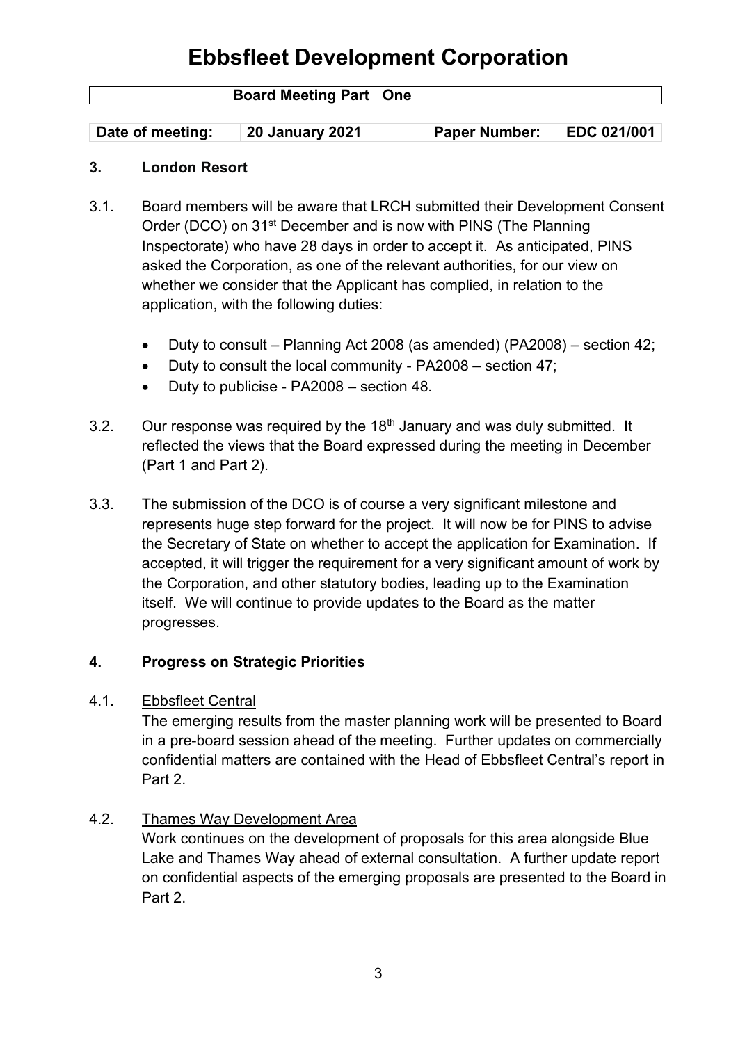# Ebbsfleet Development Corporation

| Board Meeting Part | One |
|---|---|

| Date of meeting: | 20 January 2021 | Paper Number: | EDC 021/001 |
|---|---|---|---|

## 3. London Resort

3.1. Board members will be aware that LRCH submitted their Development Consent Order (DCO) on 31st December and is now with PINS (The Planning Inspectorate) who have 28 days in order to accept it. As anticipated, PINS asked the Corporation, as one of the relevant authorities, for our view on whether we consider that the Applicant has complied, in relation to the application, with the following duties:

- Duty to consult – Planning Act 2008 (as amended) (PA2008) – section 42;
- Duty to consult the local community - PA2008 – section 47;
- Duty to publicise - PA2008 – section 48.

3.2. Our response was required by the 18th January and was duly submitted. It reflected the views that the Board expressed during the meeting in December (Part 1 and Part 2).

3.3. The submission of the DCO is of course a very significant milestone and represents huge step forward for the project. It will now be for PINS to advise the Secretary of State on whether to accept the application for Examination. If accepted, it will trigger the requirement for a very significant amount of work by the Corporation, and other statutory bodies, leading up to the Examination itself. We will continue to provide updates to the Board as the matter progresses.

## 4. Progress on Strategic Priorities

4.1. Ebbsfleet Central

The emerging results from the master planning work will be presented to Board in a pre-board session ahead of the meeting. Further updates on commercially confidential matters are contained with the Head of Ebbsfleet Central's report in Part 2.

4.2. Thames Way Development Area

Work continues on the development of proposals for this area alongside Blue Lake and Thames Way ahead of external consultation. A further update report on confidential aspects of the emerging proposals are presented to the Board in Part 2.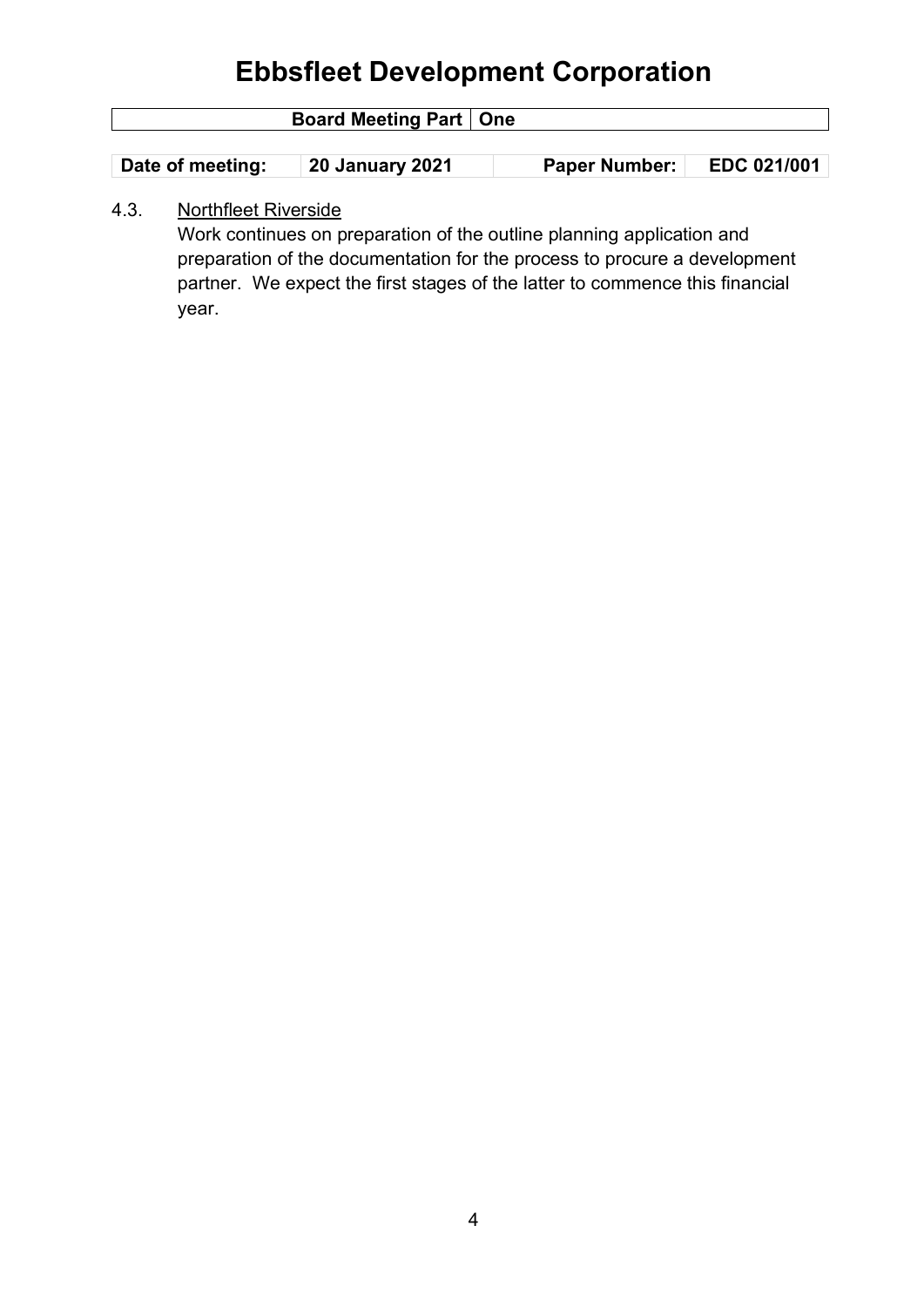# Ebbsfleet Development Corporation

| Board Meeting Part | One |
|---|---|

| Date of meeting: | 20 January 2021 | Paper Number: | EDC 021/001 |
|---|---|---|---|

4.3. Northfleet Riverside

Work continues on preparation of the outline planning application and preparation of the documentation for the process to procure a development partner. We expect the first stages of the latter to commence this financial year.